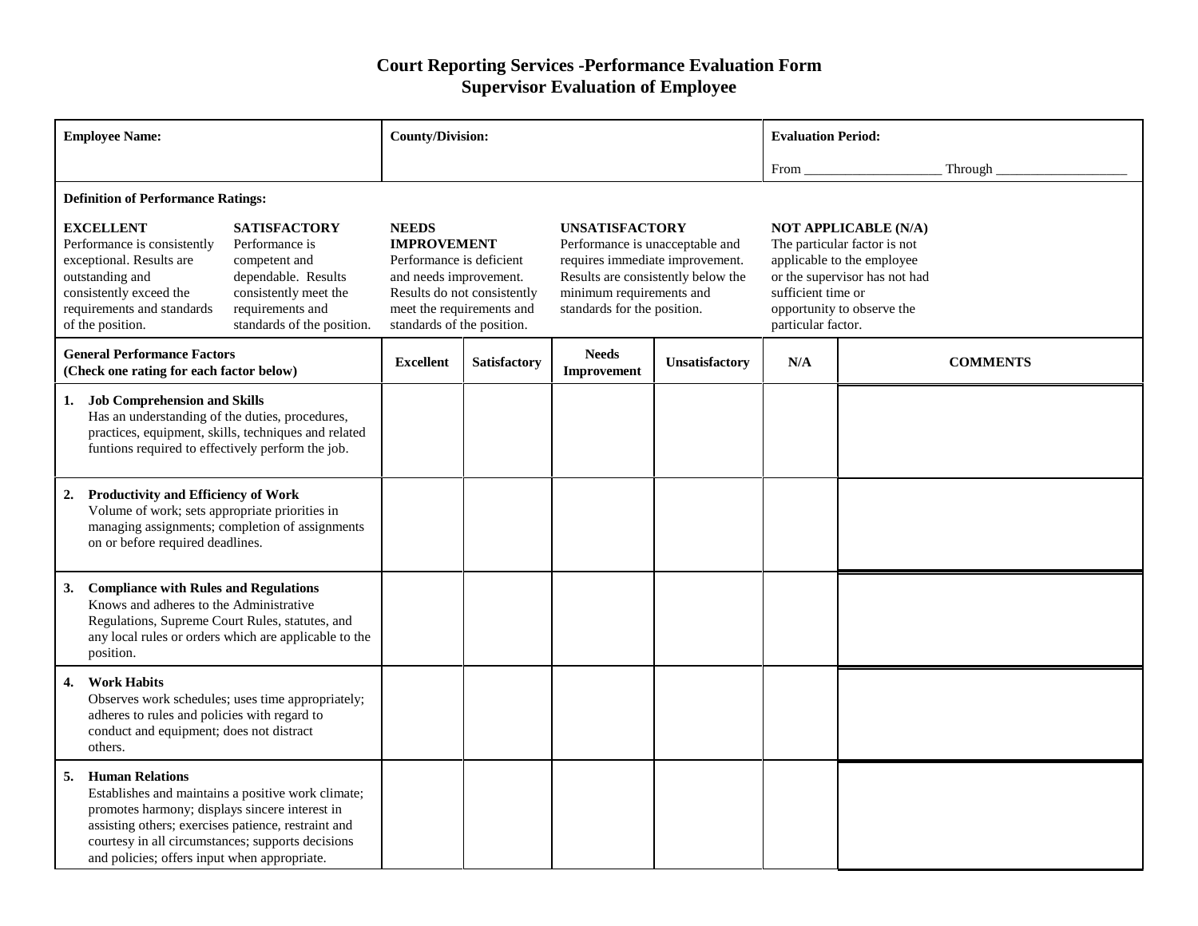# Court Reporting Services -Performance Evaluation Form
## Supervisor Evaluation of Employee

| **Employee Name:** | **County/Division:** | **Evaluation Period:** From ___________________ Through ___________________ |
|---|---|---|

**Definition of Performance Ratings:**

**EXCELLENT**
Performance is consistently exceptional. Results are outstanding and consistently exceed the requirements and standards of the position.

**SATISFACTORY**
Performance is competent and dependable. Results consistently meet the requirements and standards of the position.

**NEEDS IMPROVEMENT**
Performance is deficient and needs improvement. Results do not consistently meet the requirements and standards of the position.

**UNSATISFACTORY**
Performance is unacceptable and requires immediate improvement. Results are consistently below the minimum requirements and standards for the position.

**NOT APPLICABLE (N/A)**
The particular factor is not applicable to the employee or the supervisor has not had sufficient time or opportunity to observe the particular factor.

| **General Performance Factors (Check one rating for each factor below)** | **Excellent** | **Satisfactory** | **Needs Improvement** | **Unsatisfactory** | **N/A** | **COMMENTS** |
|---|---|---|---|---|---|---|
| **1. Job Comprehension and Skills** Has an understanding of the duties, procedures, practices, equipment, skills, techniques and related funtions required to effectively perform the job. | | | | | | |
| **2. Productivity and Efficiency of Work** Volume of work; sets appropriate priorities in managing assignments; completion of assignments on or before required deadlines. | | | | | | |
| **3. Compliance with Rules and Regulations** Knows and adheres to the Administrative Regulations, Supreme Court Rules, statutes, and any local rules or orders which are applicable to the position. | | | | | | |
| **4. Work Habits** Observes work schedules; uses time appropriately; adheres to rules and policies with regard to conduct and equipment; does not distract others. | | | | | | |
| **5. Human Relations** Establishes and maintains a positive work climate; promotes harmony; displays sincere interest in assisting others; exercises patience, restraint and courtesy in all circumstances; supports decisions and policies; offers input when appropriate. | | | | | | |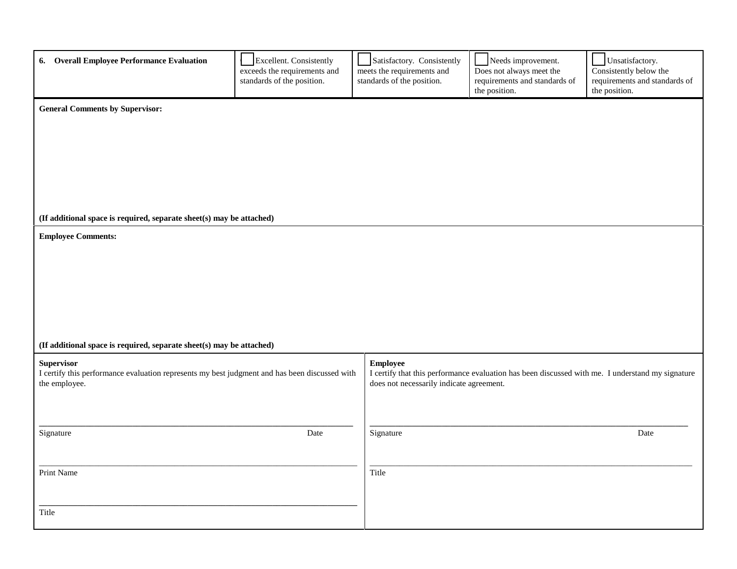| **6. Overall Employee Performance Evaluation** | ☐ Excellent. Consistently exceeds the requirements and standards of the position. | ☐ Satisfactory. Consistently meets the requirements and standards of the position. | ☐ Needs improvement. Does not always meet the requirements and standards of the position. | ☐ Unsatisfactory. Consistently below the requirements and standards of the position. |
|---|---|---|---|---|

**General Comments by Supervisor:**

**(If additional space is required, separate sheet(s) may be attached)**

**Employee Comments:**

**(If additional space is required, separate sheet(s) may be attached)**

| | |
|---|---|
| **Supervisor**<br>I certify this performance evaluation represents my best judgment and has been discussed with the employee. | **Employee**<br>I certify that this performance evaluation has been discussed with me. I understand my signature does not necessarily indicate agreement. |
| \_\_\_\_\_\_\_\_\_\_\_\_\_\_\_\_\_\_\_\_\_\_\_\_\_\_\_\_\_\_<br>Signature Date | \_\_\_\_\_\_\_\_\_\_\_\_\_\_\_\_\_\_\_\_\_\_\_\_\_\_\_\_\_\_<br>Signature Date |
| \_\_\_\_\_\_\_\_\_\_\_\_\_\_\_\_\_\_\_\_\_\_\_\_\_\_\_\_\_\_<br>Print Name | \_\_\_\_\_\_\_\_\_\_\_\_\_\_\_\_\_\_\_\_\_\_\_\_\_\_\_\_\_\_<br>Title |
| \_\_\_\_\_\_\_\_\_\_\_\_\_\_\_\_\_\_\_\_\_\_\_\_\_\_\_\_\_\_<br>Title | |